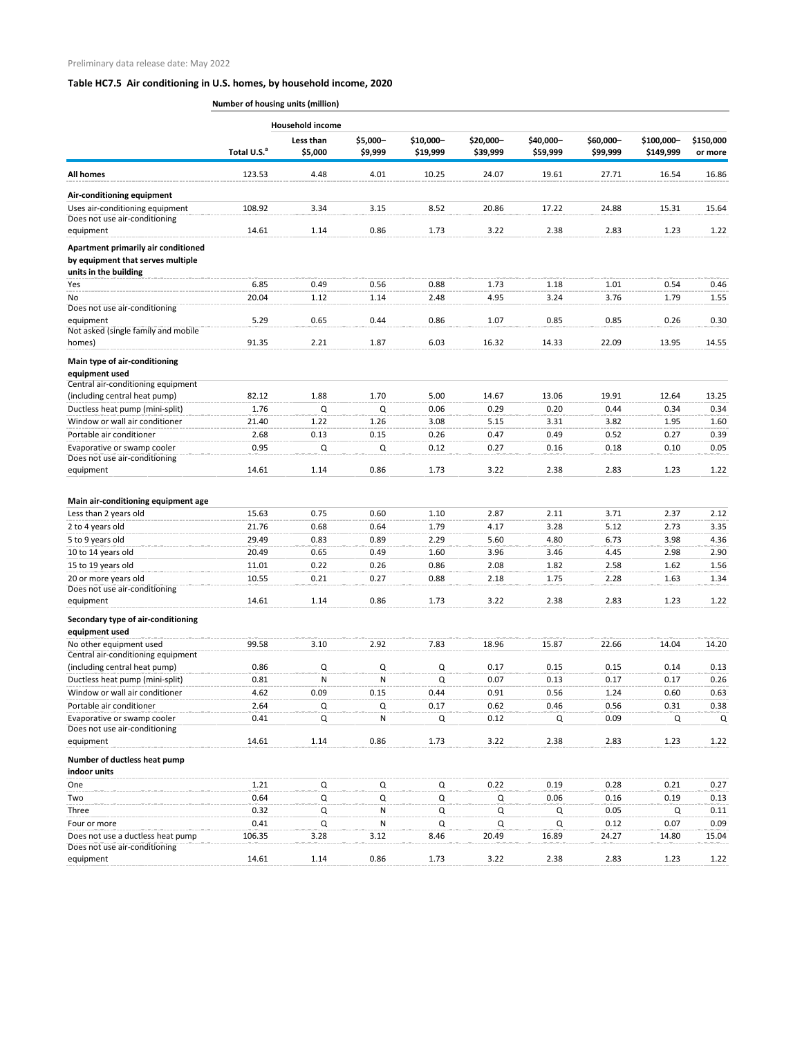Preliminary data release date: May 2022

## Table HC7.5 Air conditioning in U.S. homes, by household income, 2020

| | Number of housing units (million) | | | | | | | | |
|---|---|---|---|---|---|---|---|---|---|
| | | Household income | | | | | | | |
| | Total U.S.[a] | Less than $5,000 | $5,000–$9,999 | $10,000–$19,999 | $20,000–$39,999 | $40,000–$59,999 | $60,000–$99,999 | $100,000–$149,999 | $150,000 or more |
| **All homes** | 123.53 | 4.48 | 4.01 | 10.25 | 24.07 | 19.61 | 27.71 | 16.54 | 16.86 |
| **Air-conditioning equipment** | | | | | | | | | |
| Uses air-conditioning equipment | 108.92 | 3.34 | 3.15 | 8.52 | 20.86 | 17.22 | 24.88 | 15.31 | 15.64 |
| Does not use air-conditioning equipment | 14.61 | 1.14 | 0.86 | 1.73 | 3.22 | 2.38 | 2.83 | 1.23 | 1.22 |
| **Apartment primarily air conditioned by equipment that serves multiple units in the building** | | | | | | | | | |
| Yes | 6.85 | 0.49 | 0.56 | 0.88 | 1.73 | 1.18 | 1.01 | 0.54 | 0.46 |
| No | 20.04 | 1.12 | 1.14 | 2.48 | 4.95 | 3.24 | 3.76 | 1.79 | 1.55 |
| Does not use air-conditioning equipment | 5.29 | 0.65 | 0.44 | 0.86 | 1.07 | 0.85 | 0.85 | 0.26 | 0.30 |
| Not asked (single family and mobile homes) | 91.35 | 2.21 | 1.87 | 6.03 | 16.32 | 14.33 | 22.09 | 13.95 | 14.55 |
| **Main type of air-conditioning equipment used** | | | | | | | | | |
| Central air-conditioning equipment (including central heat pump) | 82.12 | 1.88 | 1.70 | 5.00 | 14.67 | 13.06 | 19.91 | 12.64 | 13.25 |
| Ductless heat pump (mini-split) | 1.76 | Q | Q | 0.06 | 0.29 | 0.20 | 0.44 | 0.34 | 0.34 |
| Window or wall air conditioner | 21.40 | 1.22 | 1.26 | 3.08 | 5.15 | 3.31 | 3.82 | 1.95 | 1.60 |
| Portable air conditioner | 2.68 | 0.13 | 0.15 | 0.26 | 0.47 | 0.49 | 0.52 | 0.27 | 0.39 |
| Evaporative or swamp cooler | 0.95 | Q | Q | 0.12 | 0.27 | 0.16 | 0.18 | 0.10 | 0.05 |
| Does not use air-conditioning equipment | 14.61 | 1.14 | 0.86 | 1.73 | 3.22 | 2.38 | 2.83 | 1.23 | 1.22 |
| **Main air-conditioning equipment age** | | | | | | | | | |
| Less than 2 years old | 15.63 | 0.75 | 0.60 | 1.10 | 2.87 | 2.11 | 3.71 | 2.37 | 2.12 |
| 2 to 4 years old | 21.76 | 0.68 | 0.64 | 1.79 | 4.17 | 3.28 | 5.12 | 2.73 | 3.35 |
| 5 to 9 years old | 29.49 | 0.83 | 0.89 | 2.29 | 5.60 | 4.80 | 6.73 | 3.98 | 4.36 |
| 10 to 14 years old | 20.49 | 0.65 | 0.49 | 1.60 | 3.96 | 3.46 | 4.45 | 2.98 | 2.90 |
| 15 to 19 years old | 11.01 | 0.22 | 0.26 | 0.86 | 2.08 | 1.82 | 2.58 | 1.62 | 1.56 |
| 20 or more years old | 10.55 | 0.21 | 0.27 | 0.88 | 2.18 | 1.75 | 2.28 | 1.63 | 1.34 |
| Does not use air-conditioning equipment | 14.61 | 1.14 | 0.86 | 1.73 | 3.22 | 2.38 | 2.83 | 1.23 | 1.22 |
| **Secondary type of air-conditioning equipment used** | | | | | | | | | |
| No other equipment used | 99.58 | 3.10 | 2.92 | 7.83 | 18.96 | 15.87 | 22.66 | 14.04 | 14.20 |
| Central air-conditioning equipment (including central heat pump) | 0.86 | Q | Q | Q | 0.17 | 0.15 | 0.15 | 0.14 | 0.13 |
| Ductless heat pump (mini-split) | 0.81 | N | N | Q | 0.07 | 0.13 | 0.17 | 0.17 | 0.26 |
| Window or wall air conditioner | 4.62 | 0.09 | 0.15 | 0.44 | 0.91 | 0.56 | 1.24 | 0.60 | 0.63 |
| Portable air conditioner | 2.64 | Q | Q | 0.17 | 0.62 | 0.46 | 0.56 | 0.31 | 0.38 |
| Evaporative or swamp cooler | 0.41 | Q | N | Q | 0.12 | Q | 0.09 | Q | Q |
| Does not use air-conditioning equipment | 14.61 | 1.14 | 0.86 | 1.73 | 3.22 | 2.38 | 2.83 | 1.23 | 1.22 |
| **Number of ductless heat pump indoor units** | | | | | | | | | |
| One | 1.21 | Q | Q | Q | 0.22 | 0.19 | 0.28 | 0.21 | 0.27 |
| Two | 0.64 | Q | Q | Q | Q | 0.06 | 0.16 | 0.19 | 0.13 |
| Three | 0.32 | Q | N | Q | Q | Q | 0.05 | Q | 0.11 |
| Four or more | 0.41 | Q | N | Q | Q | Q | 0.12 | 0.07 | 0.09 |
| Does not use a ductless heat pump | 106.35 | 3.28 | 3.12 | 8.46 | 20.49 | 16.89 | 24.27 | 14.80 | 15.04 |
| Does not use air-conditioning equipment | 14.61 | 1.14 | 0.86 | 1.73 | 3.22 | 2.38 | 2.83 | 1.23 | 1.22 |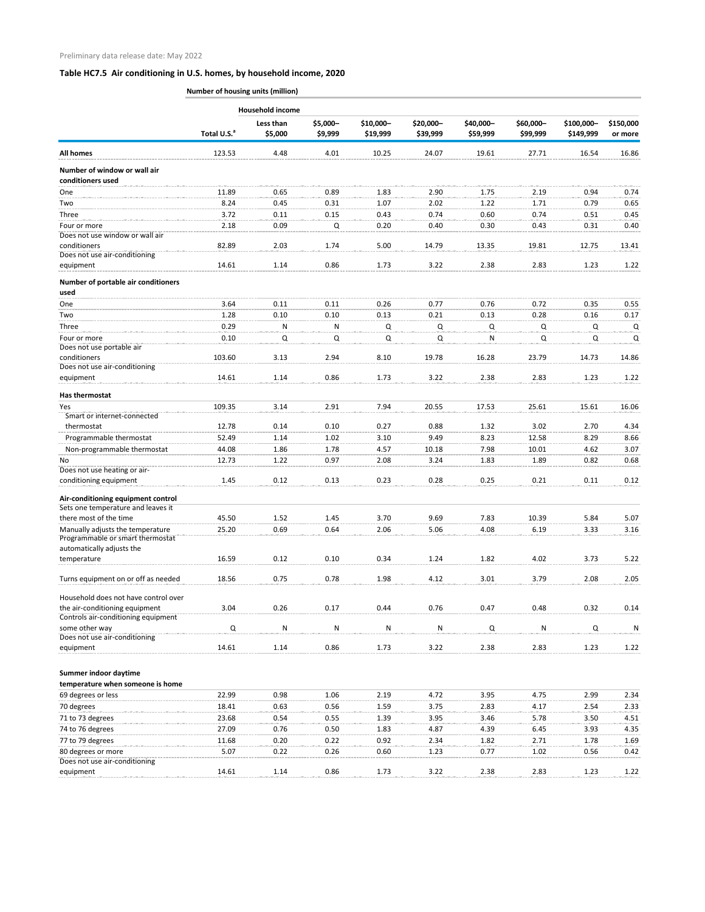Preliminary data release date: May 2022

## Table HC7.5 Air conditioning in U.S. homes, by household income, 2020

| Number of housing units (million) | | Household income | | | | | | | |
|---|---|---|---|---|---|---|---|---|---|
| | Total U.S.[a] | Less than $5,000 | $5,000–$9,999 | $10,000–$19,999 | $20,000–$39,999 | $40,000–$59,999 | $60,000–$99,999 | $100,000–$149,999 | $150,000 or more |
| **All homes** | 123.53 | 4.48 | 4.01 | 10.25 | 24.07 | 19.61 | 27.71 | 16.54 | 16.86 |
| **Number of window or wall air conditioners used** | | | | | | | | | |
| One | 11.89 | 0.65 | 0.89 | 1.83 | 2.90 | 1.75 | 2.19 | 0.94 | 0.74 |
| Two | 8.24 | 0.45 | 0.31 | 1.07 | 2.02 | 1.22 | 1.71 | 0.79 | 0.65 |
| Three | 3.72 | 0.11 | 0.15 | 0.43 | 0.74 | 0.60 | 0.74 | 0.51 | 0.45 |
| Four or more | 2.18 | 0.09 | Q | 0.20 | 0.40 | 0.30 | 0.43 | 0.31 | 0.40 |
| Does not use window or wall air conditioners | 82.89 | 2.03 | 1.74 | 5.00 | 14.79 | 13.35 | 19.81 | 12.75 | 13.41 |
| Does not use air-conditioning equipment | 14.61 | 1.14 | 0.86 | 1.73 | 3.22 | 2.38 | 2.83 | 1.23 | 1.22 |
| **Number of portable air conditioners used** | | | | | | | | | |
| One | 3.64 | 0.11 | 0.11 | 0.26 | 0.77 | 0.76 | 0.72 | 0.35 | 0.55 |
| Two | 1.28 | 0.10 | 0.10 | 0.13 | 0.21 | 0.13 | 0.28 | 0.16 | 0.17 |
| Three | 0.29 | N | N | Q | Q | Q | Q | Q | Q |
| Four or more | 0.10 | Q | Q | Q | Q | N | Q | Q | Q |
| Does not use portable air conditioners | 103.60 | 3.13 | 2.94 | 8.10 | 19.78 | 16.28 | 23.79 | 14.73 | 14.86 |
| Does not use air-conditioning equipment | 14.61 | 1.14 | 0.86 | 1.73 | 3.22 | 2.38 | 2.83 | 1.23 | 1.22 |
| **Has thermostat** | | | | | | | | | |
| Yes | 109.35 | 3.14 | 2.91 | 7.94 | 20.55 | 17.53 | 25.61 | 15.61 | 16.06 |
| Smart or internet-connected thermostat | 12.78 | 0.14 | 0.10 | 0.27 | 0.88 | 1.32 | 3.02 | 2.70 | 4.34 |
| Programmable thermostat | 52.49 | 1.14 | 1.02 | 3.10 | 9.49 | 8.23 | 12.58 | 8.29 | 8.66 |
| Non-programmable thermostat | 44.08 | 1.86 | 1.78 | 4.57 | 10.18 | 7.98 | 10.01 | 4.62 | 3.07 |
| No | 12.73 | 1.22 | 0.97 | 2.08 | 3.24 | 1.83 | 1.89 | 0.82 | 0.68 |
| Does not use heating or air-conditioning equipment | 1.45 | 0.12 | 0.13 | 0.23 | 0.28 | 0.25 | 0.21 | 0.11 | 0.12 |
| **Air-conditioning equipment control** | | | | | | | | | |
| Sets one temperature and leaves it there most of the time | 45.50 | 1.52 | 1.45 | 3.70 | 9.69 | 7.83 | 10.39 | 5.84 | 5.07 |
| Manually adjusts the temperature | 25.20 | 0.69 | 0.64 | 2.06 | 5.06 | 4.08 | 6.19 | 3.33 | 3.16 |
| Programmable or smart thermostat automatically adjusts the temperature | 16.59 | 0.12 | 0.10 | 0.34 | 1.24 | 1.82 | 4.02 | 3.73 | 5.22 |
| Turns equipment on or off as needed | 18.56 | 0.75 | 0.78 | 1.98 | 4.12 | 3.01 | 3.79 | 2.08 | 2.05 |
| Household does not have control over the air-conditioning equipment | 3.04 | 0.26 | 0.17 | 0.44 | 0.76 | 0.47 | 0.48 | 0.32 | 0.14 |
| Controls air-conditioning equipment some other way | Q | N | N | N | N | Q | N | Q | N |
| Does not use air-conditioning equipment | 14.61 | 1.14 | 0.86 | 1.73 | 3.22 | 2.38 | 2.83 | 1.23 | 1.22 |
| **Summer indoor daytime temperature when someone is home** | | | | | | | | | |
| 69 degrees or less | 22.99 | 0.98 | 1.06 | 2.19 | 4.72 | 3.95 | 4.75 | 2.99 | 2.34 |
| 70 degrees | 18.41 | 0.63 | 0.56 | 1.59 | 3.75 | 2.83 | 4.17 | 2.54 | 2.33 |
| 71 to 73 degrees | 23.68 | 0.54 | 0.55 | 1.39 | 3.95 | 3.46 | 5.78 | 3.50 | 4.51 |
| 74 to 76 degrees | 27.09 | 0.76 | 0.50 | 1.83 | 4.87 | 4.39 | 6.45 | 3.93 | 4.35 |
| 77 to 79 degrees | 11.68 | 0.20 | 0.22 | 0.92 | 2.34 | 1.82 | 2.71 | 1.78 | 1.69 |
| 80 degrees or more | 5.07 | 0.22 | 0.26 | 0.60 | 1.23 | 0.77 | 1.02 | 0.56 | 0.42 |
| Does not use air-conditioning equipment | 14.61 | 1.14 | 0.86 | 1.73 | 3.22 | 2.38 | 2.83 | 1.23 | 1.22 |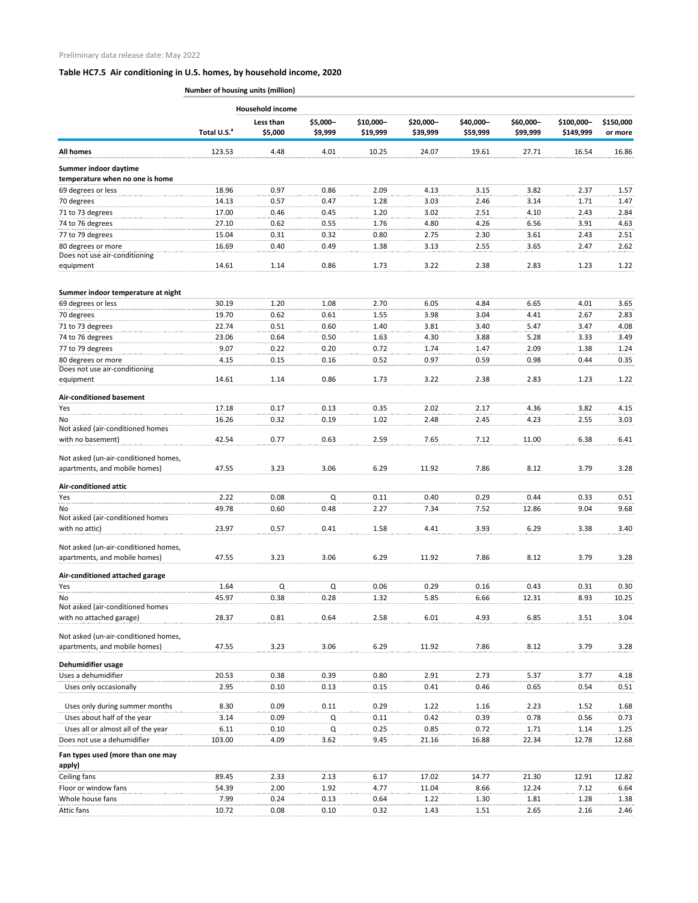Preliminary data release date: May 2022

## Table HC7.5 Air conditioning in U.S. homes, by household income, 2020

**Number of housing units (million)**

| | Total U.S.[a] | Household income | | | | | | | |
|---|---|---|---|---|---|---|---|---|---|
| | | Less than $5,000 | $5,000–$9,999 | $10,000–$19,999 | $20,000–$39,999 | $40,000–$59,999 | $60,000–$99,999 | $100,000–$149,999 | $150,000 or more |
| **All homes** | 123.53 | 4.48 | 4.01 | 10.25 | 24.07 | 19.61 | 27.71 | 16.54 | 16.86 |
| **Summer indoor daytime temperature when no one is home** | | | | | | | | | |
| 69 degrees or less | 18.96 | 0.97 | 0.86 | 2.09 | 4.13 | 3.15 | 3.82 | 2.37 | 1.57 |
| 70 degrees | 14.13 | 0.57 | 0.47 | 1.28 | 3.03 | 2.46 | 3.14 | 1.71 | 1.47 |
| 71 to 73 degrees | 17.00 | 0.46 | 0.45 | 1.20 | 3.02 | 2.51 | 4.10 | 2.43 | 2.84 |
| 74 to 76 degrees | 27.10 | 0.62 | 0.55 | 1.76 | 4.80 | 4.26 | 6.56 | 3.91 | 4.63 |
| 77 to 79 degrees | 15.04 | 0.31 | 0.32 | 0.80 | 2.75 | 2.30 | 3.61 | 2.43 | 2.51 |
| 80 degrees or more | 16.69 | 0.40 | 0.49 | 1.38 | 3.13 | 2.55 | 3.65 | 2.47 | 2.62 |
| Does not use air-conditioning equipment | 14.61 | 1.14 | 0.86 | 1.73 | 3.22 | 2.38 | 2.83 | 1.23 | 1.22 |
| **Summer indoor temperature at night** | | | | | | | | | |
| 69 degrees or less | 30.19 | 1.20 | 1.08 | 2.70 | 6.05 | 4.84 | 6.65 | 4.01 | 3.65 |
| 70 degrees | 19.70 | 0.62 | 0.61 | 1.55 | 3.98 | 3.04 | 4.41 | 2.67 | 2.83 |
| 71 to 73 degrees | 22.74 | 0.51 | 0.60 | 1.40 | 3.81 | 3.40 | 5.47 | 3.47 | 4.08 |
| 74 to 76 degrees | 23.06 | 0.64 | 0.50 | 1.63 | 4.30 | 3.88 | 5.28 | 3.33 | 3.49 |
| 77 to 79 degrees | 9.07 | 0.22 | 0.20 | 0.72 | 1.74 | 1.47 | 2.09 | 1.38 | 1.24 |
| 80 degrees or more | 4.15 | 0.15 | 0.16 | 0.52 | 0.97 | 0.59 | 0.98 | 0.44 | 0.35 |
| Does not use air-conditioning equipment | 14.61 | 1.14 | 0.86 | 1.73 | 3.22 | 2.38 | 2.83 | 1.23 | 1.22 |
| **Air-conditioned basement** | | | | | | | | | |
| Yes | 17.18 | 0.17 | 0.13 | 0.35 | 2.02 | 2.17 | 4.36 | 3.82 | 4.15 |
| No | 16.26 | 0.32 | 0.19 | 1.02 | 2.48 | 2.45 | 4.23 | 2.55 | 3.03 |
| Not asked (air-conditioned homes with no basement) | 42.54 | 0.77 | 0.63 | 2.59 | 7.65 | 7.12 | 11.00 | 6.38 | 6.41 |
| Not asked (un-air-conditioned homes, apartments, and mobile homes) | 47.55 | 3.23 | 3.06 | 6.29 | 11.92 | 7.86 | 8.12 | 3.79 | 3.28 |
| **Air-conditioned attic** | | | | | | | | | |
| Yes | 2.22 | 0.08 | Q | 0.11 | 0.40 | 0.29 | 0.44 | 0.33 | 0.51 |
| No | 49.78 | 0.60 | 0.48 | 2.27 | 7.34 | 7.52 | 12.86 | 9.04 | 9.68 |
| Not asked (air-conditioned homes with no attic) | 23.97 | 0.57 | 0.41 | 1.58 | 4.41 | 3.93 | 6.29 | 3.38 | 3.40 |
| Not asked (un-air-conditioned homes, apartments, and mobile homes) | 47.55 | 3.23 | 3.06 | 6.29 | 11.92 | 7.86 | 8.12 | 3.79 | 3.28 |
| **Air-conditioned attached garage** | | | | | | | | | |
| Yes | 1.64 | Q | Q | 0.06 | 0.29 | 0.16 | 0.43 | 0.31 | 0.30 |
| No | 45.97 | 0.38 | 0.28 | 1.32 | 5.85 | 6.66 | 12.31 | 8.93 | 10.25 |
| Not asked (air-conditioned homes with no attached garage) | 28.37 | 0.81 | 0.64 | 2.58 | 6.01 | 4.93 | 6.85 | 3.51 | 3.04 |
| Not asked (un-air-conditioned homes, apartments, and mobile homes) | 47.55 | 3.23 | 3.06 | 6.29 | 11.92 | 7.86 | 8.12 | 3.79 | 3.28 |
| **Dehumidifier usage** | | | | | | | | | |
| Uses a dehumidifier | 20.53 | 0.38 | 0.39 | 0.80 | 2.91 | 2.73 | 5.37 | 3.77 | 4.18 |
| Uses only occasionally | 2.95 | 0.10 | 0.13 | 0.15 | 0.41 | 0.46 | 0.65 | 0.54 | 0.51 |
| Uses only during summer months | 8.30 | 0.09 | 0.11 | 0.29 | 1.22 | 1.16 | 2.23 | 1.52 | 1.68 |
| Uses about half of the year | 3.14 | 0.09 | Q | 0.11 | 0.42 | 0.39 | 0.78 | 0.56 | 0.73 |
| Uses all or almost all of the year | 6.11 | 0.10 | Q | 0.25 | 0.85 | 0.72 | 1.71 | 1.14 | 1.25 |
| Does not use a dehumidifier | 103.00 | 4.09 | 3.62 | 9.45 | 21.16 | 16.88 | 22.34 | 12.78 | 12.68 |
| **Fan types used (more than one may apply)** | | | | | | | | | |
| Ceiling fans | 89.45 | 2.33 | 2.13 | 6.17 | 17.02 | 14.77 | 21.30 | 12.91 | 12.82 |
| Floor or window fans | 54.39 | 2.00 | 1.92 | 4.77 | 11.04 | 8.66 | 12.24 | 7.12 | 6.64 |
| Whole house fans | 7.99 | 0.24 | 0.13 | 0.64 | 1.22 | 1.30 | 1.81 | 1.28 | 1.38 |
| Attic fans | 10.72 | 0.08 | 0.10 | 0.32 | 1.43 | 1.51 | 2.65 | 2.16 | 2.46 |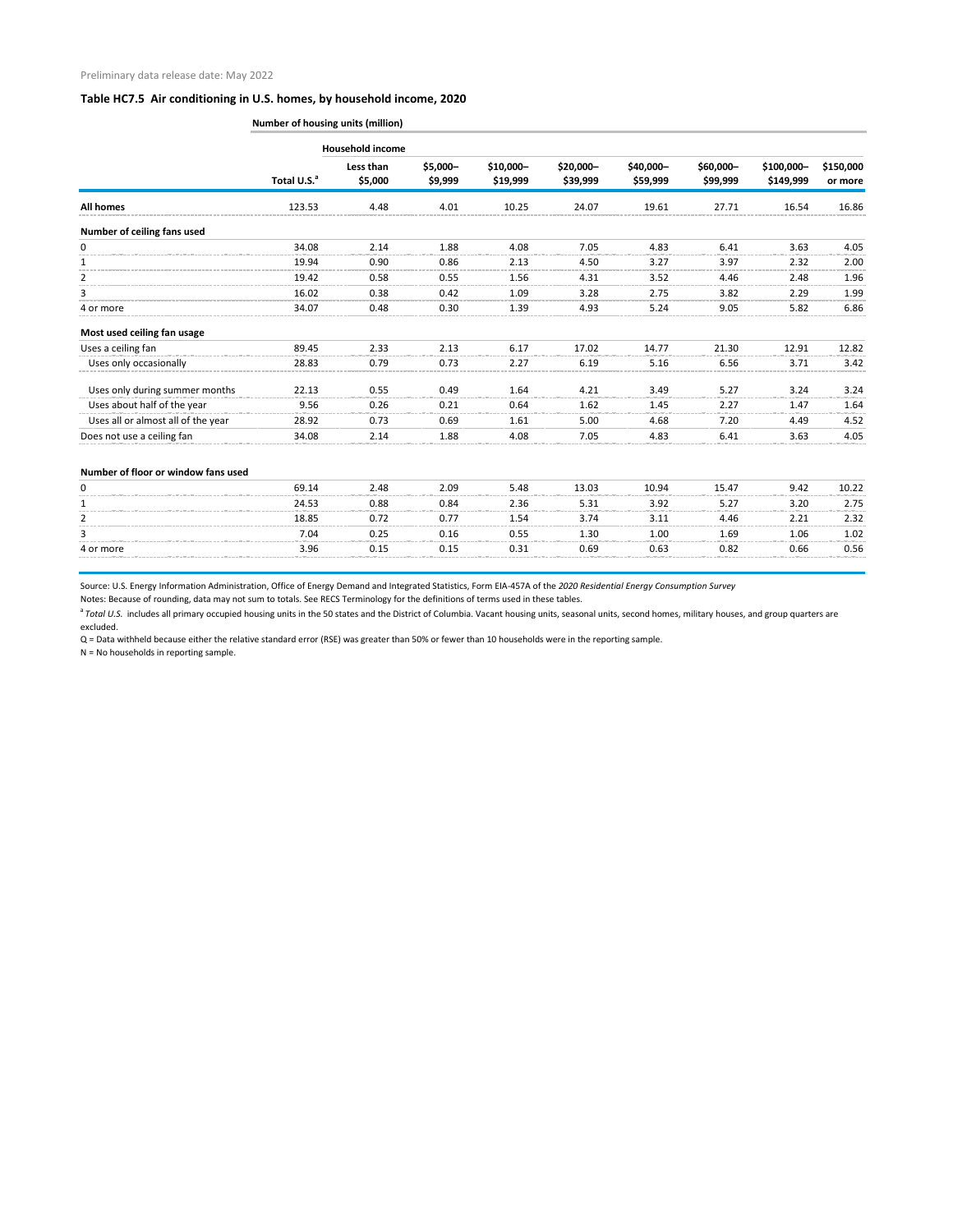Preliminary data release date: May 2022

### Table HC7.5 Air conditioning in U.S. homes, by household income, 2020

| | Number of housing units (million) | | | | | | | | |
|---|---|---|---|---|---|---|---|---|---|
| | | Household income | | | | | | | |
| | Total U.S.[a] | Less than $5,000 | $5,000–$9,999 | $10,000–$19,999 | $20,000–$39,999 | $40,000–$59,999 | $60,000–$99,999 | $100,000–$149,999 | $150,000 or more |
| **All homes** | 123.53 | 4.48 | 4.01 | 10.25 | 24.07 | 19.61 | 27.71 | 16.54 | 16.86 |
| **Number of ceiling fans used** | | | | | | | | | |
| 0 | 34.08 | 2.14 | 1.88 | 4.08 | 7.05 | 4.83 | 6.41 | 3.63 | 4.05 |
| 1 | 19.94 | 0.90 | 0.86 | 2.13 | 4.50 | 3.27 | 3.97 | 2.32 | 2.00 |
| 2 | 19.42 | 0.58 | 0.55 | 1.56 | 4.31 | 3.52 | 4.46 | 2.48 | 1.96 |
| 3 | 16.02 | 0.38 | 0.42 | 1.09 | 3.28 | 2.75 | 3.82 | 2.29 | 1.99 |
| 4 or more | 34.07 | 0.48 | 0.30 | 1.39 | 4.93 | 5.24 | 9.05 | 5.82 | 6.86 |
| **Most used ceiling fan usage** | | | | | | | | | |
| Uses a ceiling fan | 89.45 | 2.33 | 2.13 | 6.17 | 17.02 | 14.77 | 21.30 | 12.91 | 12.82 |
| Uses only occasionally | 28.83 | 0.79 | 0.73 | 2.27 | 6.19 | 5.16 | 6.56 | 3.71 | 3.42 |
| Uses only during summer months | 22.13 | 0.55 | 0.49 | 1.64 | 4.21 | 3.49 | 5.27 | 3.24 | 3.24 |
| Uses about half of the year | 9.56 | 0.26 | 0.21 | 0.64 | 1.62 | 1.45 | 2.27 | 1.47 | 1.64 |
| Uses all or almost all of the year | 28.92 | 0.73 | 0.69 | 1.61 | 5.00 | 4.68 | 7.20 | 4.49 | 4.52 |
| Does not use a ceiling fan | 34.08 | 2.14 | 1.88 | 4.08 | 7.05 | 4.83 | 6.41 | 3.63 | 4.05 |
| **Number of floor or window fans used** | | | | | | | | | |
| 0 | 69.14 | 2.48 | 2.09 | 5.48 | 13.03 | 10.94 | 15.47 | 9.42 | 10.22 |
| 1 | 24.53 | 0.88 | 0.84 | 2.36 | 5.31 | 3.92 | 5.27 | 3.20 | 2.75 |
| 2 | 18.85 | 0.72 | 0.77 | 1.54 | 3.74 | 3.11 | 4.46 | 2.21 | 2.32 |
| 3 | 7.04 | 0.25 | 0.16 | 0.55 | 1.30 | 1.00 | 1.69 | 1.06 | 1.02 |
| 4 or more | 3.96 | 0.15 | 0.15 | 0.31 | 0.69 | 0.63 | 0.82 | 0.66 | 0.56 |

Source: U.S. Energy Information Administration, Office of Energy Demand and Integrated Statistics, Form EIA-457A of the *2020 Residential Energy Consumption Survey*

Notes: Because of rounding, data may not sum to totals. See RECS Terminology for the definitions of terms used in these tables.

[a] *Total U.S.* includes all primary occupied housing units in the 50 states and the District of Columbia. Vacant housing units, seasonal units, second homes, military houses, and group quarters are excluded.

Q = Data withheld because either the relative standard error (RSE) was greater than 50% or fewer than 10 households were in the reporting sample.

N = No households in reporting sample.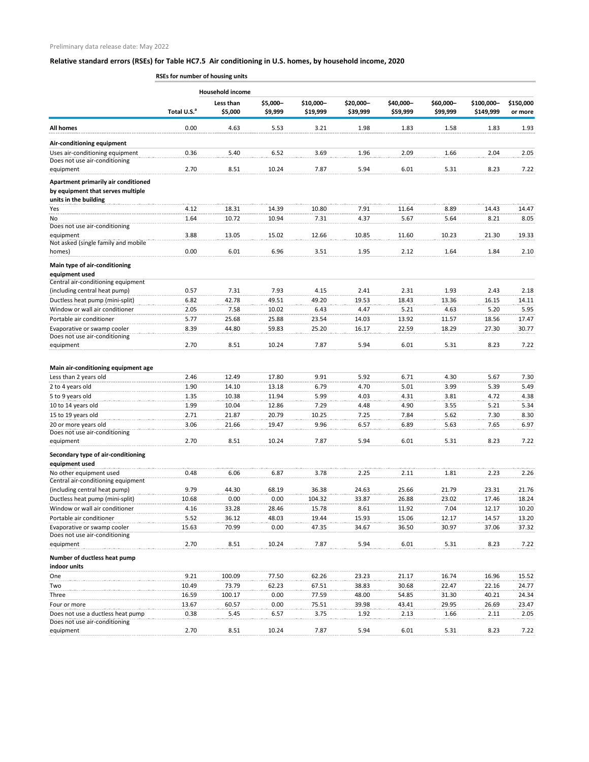Preliminary data release date: May 2022

## Relative standard errors (RSEs) for Table HC7.5 Air conditioning in U.S. homes, by household income, 2020

**RSEs for number of housing units**

| | | Household income | | | | | | | |
|---|---|---|---|---|---|---|---|---|---|
| | Total U.S.[a] | Less than $5,000 | $5,000–$9,999 | $10,000–$19,999 | $20,000–$39,999 | $40,000–$59,999 | $60,000–$99,999 | $100,000–$149,999 | $150,000 or more |
| **All homes** | 0.00 | 4.63 | 5.53 | 3.21 | 1.98 | 1.83 | 1.58 | 1.83 | 1.93 |
| **Air-conditioning equipment** | | | | | | | | | |
| Uses air-conditioning equipment | 0.36 | 5.40 | 6.52 | 3.69 | 1.96 | 2.09 | 1.66 | 2.04 | 2.05 |
| Does not use air-conditioning equipment | 2.70 | 8.51 | 10.24 | 7.87 | 5.94 | 6.01 | 5.31 | 8.23 | 7.22 |
| **Apartment primarily air conditioned by equipment that serves multiple units in the building** | | | | | | | | | |
| Yes | 4.12 | 18.31 | 14.39 | 10.80 | 7.91 | 11.64 | 8.89 | 14.43 | 14.47 |
| No | 1.64 | 10.72 | 10.94 | 7.31 | 4.37 | 5.67 | 5.64 | 8.21 | 8.05 |
| Does not use air-conditioning equipment | 3.88 | 13.05 | 15.02 | 12.66 | 10.85 | 11.60 | 10.23 | 21.30 | 19.33 |
| Not asked (single family and mobile homes) | 0.00 | 6.01 | 6.96 | 3.51 | 1.95 | 2.12 | 1.64 | 1.84 | 2.10 |
| **Main type of air-conditioning equipment used** | | | | | | | | | |
| Central air-conditioning equipment (including central heat pump) | 0.57 | 7.31 | 7.93 | 4.15 | 2.41 | 2.31 | 1.93 | 2.43 | 2.18 |
| Ductless heat pump (mini-split) | 6.82 | 42.78 | 49.51 | 49.20 | 19.53 | 18.43 | 13.36 | 16.15 | 14.11 |
| Window or wall air conditioner | 2.05 | 7.58 | 10.02 | 6.43 | 4.47 | 5.21 | 4.63 | 5.20 | 5.95 |
| Portable air conditioner | 5.77 | 25.68 | 25.88 | 23.54 | 14.03 | 13.92 | 11.57 | 18.56 | 17.47 |
| Evaporative or swamp cooler | 8.39 | 44.80 | 59.83 | 25.20 | 16.17 | 22.59 | 18.29 | 27.30 | 30.77 |
| Does not use air-conditioning equipment | 2.70 | 8.51 | 10.24 | 7.87 | 5.94 | 6.01 | 5.31 | 8.23 | 7.22 |
| **Main air-conditioning equipment age** | | | | | | | | | |
| Less than 2 years old | 2.46 | 12.49 | 17.80 | 9.91 | 5.92 | 6.71 | 4.30 | 5.67 | 7.30 |
| 2 to 4 years old | 1.90 | 14.10 | 13.18 | 6.79 | 4.70 | 5.01 | 3.99 | 5.39 | 5.49 |
| 5 to 9 years old | 1.35 | 10.38 | 11.94 | 5.99 | 4.03 | 4.31 | 3.81 | 4.72 | 4.38 |
| 10 to 14 years old | 1.99 | 10.04 | 12.86 | 7.29 | 4.48 | 4.90 | 3.55 | 5.21 | 5.34 |
| 15 to 19 years old | 2.71 | 21.87 | 20.79 | 10.25 | 7.25 | 7.84 | 5.62 | 7.30 | 8.30 |
| 20 or more years old | 3.06 | 21.66 | 19.47 | 9.96 | 6.57 | 6.89 | 5.63 | 7.65 | 6.97 |
| Does not use air-conditioning equipment | 2.70 | 8.51 | 10.24 | 7.87 | 5.94 | 6.01 | 5.31 | 8.23 | 7.22 |
| **Secondary type of air-conditioning equipment used** | | | | | | | | | |
| No other equipment used | 0.48 | 6.06 | 6.87 | 3.78 | 2.25 | 2.11 | 1.81 | 2.23 | 2.26 |
| Central air-conditioning equipment (including central heat pump) | 9.79 | 44.30 | 68.19 | 36.38 | 24.63 | 25.66 | 21.79 | 23.31 | 21.76 |
| Ductless heat pump (mini-split) | 10.68 | 0.00 | 0.00 | 104.32 | 33.87 | 26.88 | 23.02 | 17.46 | 18.24 |
| Window or wall air conditioner | 4.16 | 33.28 | 28.46 | 15.78 | 8.61 | 11.92 | 7.04 | 12.17 | 10.20 |
| Portable air conditioner | 5.52 | 36.12 | 48.03 | 19.44 | 15.93 | 15.06 | 12.17 | 14.57 | 13.20 |
| Evaporative or swamp cooler | 15.63 | 70.99 | 0.00 | 47.35 | 34.67 | 36.50 | 30.97 | 37.06 | 37.32 |
| Does not use air-conditioning equipment | 2.70 | 8.51 | 10.24 | 7.87 | 5.94 | 6.01 | 5.31 | 8.23 | 7.22 |
| **Number of ductless heat pump indoor units** | | | | | | | | | |
| One | 9.21 | 100.09 | 77.50 | 62.26 | 23.23 | 21.17 | 16.74 | 16.96 | 15.52 |
| Two | 10.49 | 73.79 | 62.23 | 67.51 | 38.83 | 30.68 | 22.47 | 22.16 | 24.77 |
| Three | 16.59 | 100.17 | 0.00 | 77.59 | 48.00 | 54.85 | 31.30 | 40.21 | 24.34 |
| Four or more | 13.67 | 60.57 | 0.00 | 75.51 | 39.98 | 43.41 | 29.95 | 26.69 | 23.47 |
| Does not use a ductless heat pump | 0.38 | 5.45 | 6.57 | 3.75 | 1.92 | 2.13 | 1.66 | 2.11 | 2.05 |
| Does not use air-conditioning equipment | 2.70 | 8.51 | 10.24 | 7.87 | 5.94 | 6.01 | 5.31 | 8.23 | 7.22 |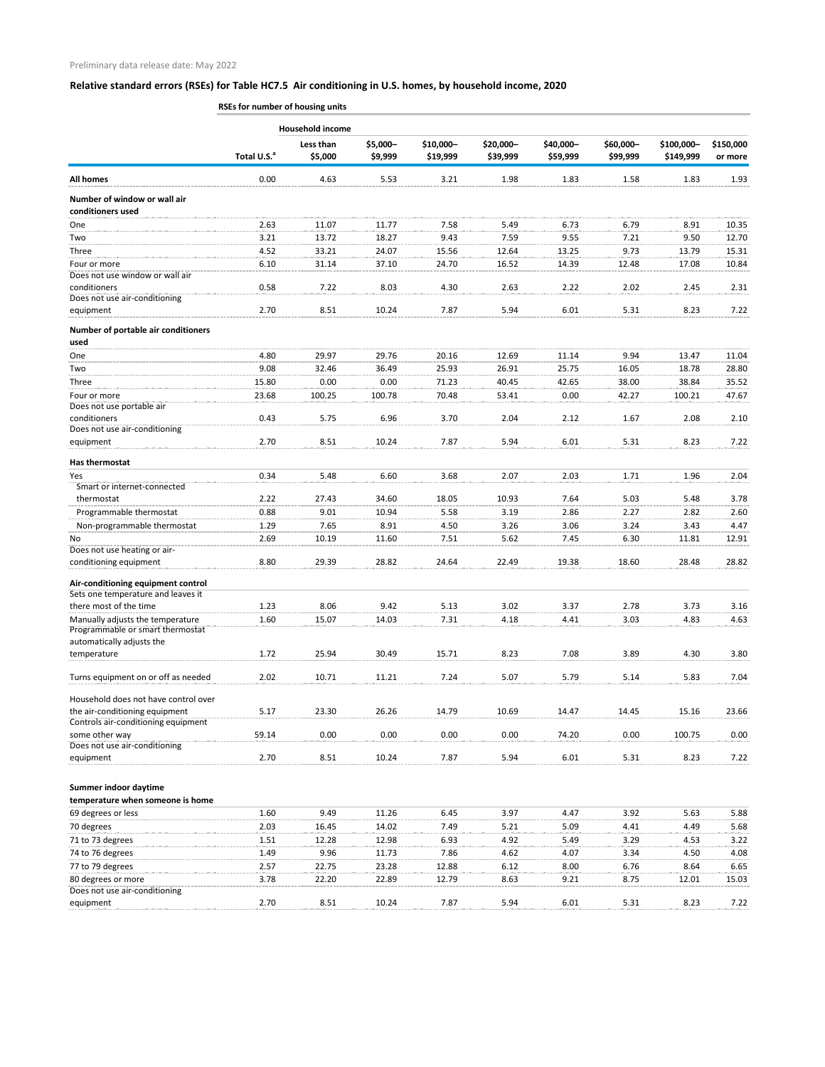Preliminary data release date: May 2022

## Relative standard errors (RSEs) for Table HC7.5 Air conditioning in U.S. homes, by household income, 2020

**RSEs for number of housing units**

| | | Household income | | | | | | | |
|---|---|---|---|---|---|---|---|---|---|
| | Total U.S.[a] | Less than $5,000 | $5,000–$9,999 | $10,000–$19,999 | $20,000–$39,999 | $40,000–$59,999 | $60,000–$99,999 | $100,000–$149,999 | $150,000 or more |
| **All homes** | 0.00 | 4.63 | 5.53 | 3.21 | 1.98 | 1.83 | 1.58 | 1.83 | 1.93 |
| **Number of window or wall air conditioners used** | | | | | | | | | |
| One | 2.63 | 11.07 | 11.77 | 7.58 | 5.49 | 6.73 | 6.79 | 8.91 | 10.35 |
| Two | 3.21 | 13.72 | 18.27 | 9.43 | 7.59 | 9.55 | 7.21 | 9.50 | 12.70 |
| Three | 4.52 | 33.21 | 24.07 | 15.56 | 12.64 | 13.25 | 9.73 | 13.79 | 15.31 |
| Four or more | 6.10 | 31.14 | 37.10 | 24.70 | 16.52 | 14.39 | 12.48 | 17.08 | 10.84 |
| Does not use window or wall air conditioners | 0.58 | 7.22 | 8.03 | 4.30 | 2.63 | 2.22 | 2.02 | 2.45 | 2.31 |
| Does not use air-conditioning equipment | 2.70 | 8.51 | 10.24 | 7.87 | 5.94 | 6.01 | 5.31 | 8.23 | 7.22 |
| **Number of portable air conditioners used** | | | | | | | | | |
| One | 4.80 | 29.97 | 29.76 | 20.16 | 12.69 | 11.14 | 9.94 | 13.47 | 11.04 |
| Two | 9.08 | 32.46 | 36.49 | 25.93 | 26.91 | 25.75 | 16.05 | 18.78 | 28.80 |
| Three | 15.80 | 0.00 | 0.00 | 71.23 | 40.45 | 42.65 | 38.00 | 38.84 | 35.52 |
| Four or more | 23.68 | 100.25 | 100.78 | 70.48 | 53.41 | 0.00 | 42.27 | 100.21 | 47.67 |
| Does not use portable air conditioners | 0.43 | 5.75 | 6.96 | 3.70 | 2.04 | 2.12 | 1.67 | 2.08 | 2.10 |
| Does not use air-conditioning equipment | 2.70 | 8.51 | 10.24 | 7.87 | 5.94 | 6.01 | 5.31 | 8.23 | 7.22 |
| **Has thermostat** | | | | | | | | | |
| Yes | 0.34 | 5.48 | 6.60 | 3.68 | 2.07 | 2.03 | 1.71 | 1.96 | 2.04 |
| Smart or internet-connected thermostat | 2.22 | 27.43 | 34.60 | 18.05 | 10.93 | 7.64 | 5.03 | 5.48 | 3.78 |
| Programmable thermostat | 0.88 | 9.01 | 10.94 | 5.58 | 3.19 | 2.86 | 2.27 | 2.82 | 2.60 |
| Non-programmable thermostat | 1.29 | 7.65 | 8.91 | 4.50 | 3.26 | 3.06 | 3.24 | 3.43 | 4.47 |
| No | 2.69 | 10.19 | 11.60 | 7.51 | 5.62 | 7.45 | 6.30 | 11.81 | 12.91 |
| Does not use heating or air-conditioning equipment | 8.80 | 29.39 | 28.82 | 24.64 | 22.49 | 19.38 | 18.60 | 28.48 | 28.82 |
| **Air-conditioning equipment control** | | | | | | | | | |
| Sets one temperature and leaves it there most of the time | 1.23 | 8.06 | 9.42 | 5.13 | 3.02 | 3.37 | 2.78 | 3.73 | 3.16 |
| Manually adjusts the temperature | 1.60 | 15.07 | 14.03 | 7.31 | 4.18 | 4.41 | 3.03 | 4.83 | 4.63 |
| Programmable or smart thermostat automatically adjusts the temperature | 1.72 | 25.94 | 30.49 | 15.71 | 8.23 | 7.08 | 3.89 | 4.30 | 3.80 |
| Turns equipment on or off as needed | 2.02 | 10.71 | 11.21 | 7.24 | 5.07 | 5.79 | 5.14 | 5.83 | 7.04 |
| Household does not have control over the air-conditioning equipment | 5.17 | 23.30 | 26.26 | 14.79 | 10.69 | 14.47 | 14.45 | 15.16 | 23.66 |
| Controls air-conditioning equipment some other way | 59.14 | 0.00 | 0.00 | 0.00 | 0.00 | 74.20 | 0.00 | 100.75 | 0.00 |
| Does not use air-conditioning equipment | 2.70 | 8.51 | 10.24 | 7.87 | 5.94 | 6.01 | 5.31 | 8.23 | 7.22 |
| **Summer indoor daytime temperature when someone is home** | | | | | | | | | |
| 69 degrees or less | 1.60 | 9.49 | 11.26 | 6.45 | 3.97 | 4.47 | 3.92 | 5.63 | 5.88 |
| 70 degrees | 2.03 | 16.45 | 14.02 | 7.49 | 5.21 | 5.09 | 4.41 | 4.49 | 5.68 |
| 71 to 73 degrees | 1.51 | 12.28 | 12.98 | 6.93 | 4.92 | 5.49 | 3.29 | 4.53 | 3.22 |
| 74 to 76 degrees | 1.49 | 9.96 | 11.73 | 7.86 | 4.62 | 4.07 | 3.34 | 4.50 | 4.08 |
| 77 to 79 degrees | 2.57 | 22.75 | 23.28 | 12.88 | 6.12 | 8.00 | 6.76 | 8.64 | 6.65 |
| 80 degrees or more | 3.78 | 22.20 | 22.89 | 12.79 | 8.63 | 9.21 | 8.75 | 12.01 | 15.03 |
| Does not use air-conditioning equipment | 2.70 | 8.51 | 10.24 | 7.87 | 5.94 | 6.01 | 5.31 | 8.23 | 7.22 |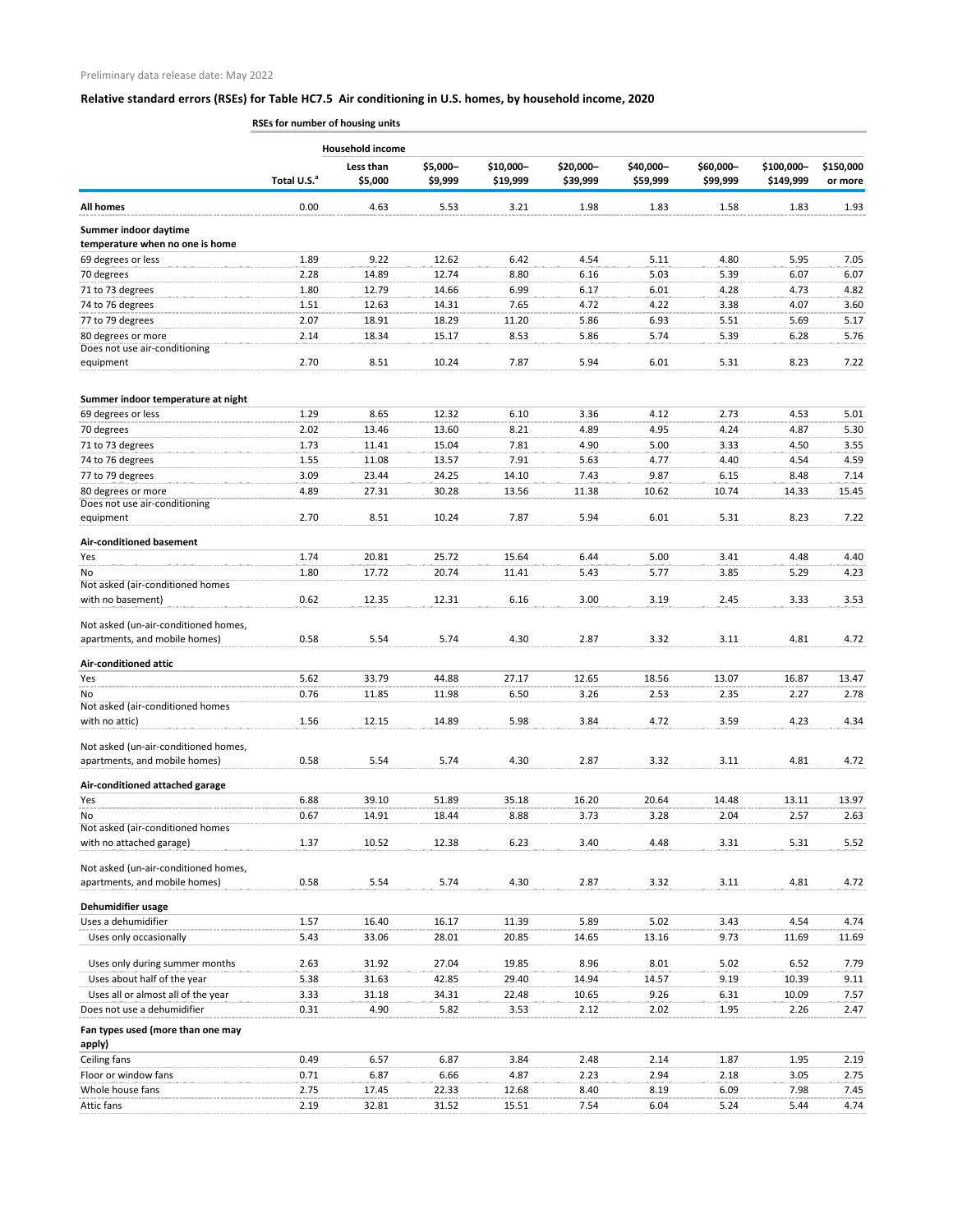Preliminary data release date: May 2022

## Relative standard errors (RSEs) for Table HC7.5 Air conditioning in U.S. homes, by household income, 2020

| | RSEs for number of housing units | | | | | | | | |
|---|---|---|---|---|---|---|---|---|---|
| | | Household income | | | | | | | |
| | Total U.S.[a] | Less than $5,000 | $5,000–$9,999 | $10,000–$19,999 | $20,000–$39,999 | $40,000–$59,999 | $60,000–$99,999 | $100,000–$149,999 | $150,000 or more |
| **All homes** | 0.00 | 4.63 | 5.53 | 3.21 | 1.98 | 1.83 | 1.58 | 1.83 | 1.93 |
| **Summer indoor daytime temperature when no one is home** | | | | | | | | | |
| 69 degrees or less | 1.89 | 9.22 | 12.62 | 6.42 | 4.54 | 5.11 | 4.80 | 5.95 | 7.05 |
| 70 degrees | 2.28 | 14.89 | 12.74 | 8.80 | 6.16 | 5.03 | 5.39 | 6.07 | 6.07 |
| 71 to 73 degrees | 1.80 | 12.79 | 14.66 | 6.99 | 6.17 | 6.01 | 4.28 | 4.73 | 4.82 |
| 74 to 76 degrees | 1.51 | 12.63 | 14.31 | 7.65 | 4.72 | 4.22 | 3.38 | 4.07 | 3.60 |
| 77 to 79 degrees | 2.07 | 18.91 | 18.29 | 11.20 | 5.86 | 6.93 | 5.51 | 5.69 | 5.17 |
| 80 degrees or more | 2.14 | 18.34 | 15.17 | 8.53 | 5.86 | 5.74 | 5.39 | 6.28 | 5.76 |
| Does not use air-conditioning equipment | 2.70 | 8.51 | 10.24 | 7.87 | 5.94 | 6.01 | 5.31 | 8.23 | 7.22 |
| **Summer indoor temperature at night** | | | | | | | | | |
| 69 degrees or less | 1.29 | 8.65 | 12.32 | 6.10 | 3.36 | 4.12 | 2.73 | 4.53 | 5.01 |
| 70 degrees | 2.02 | 13.46 | 13.60 | 8.21 | 4.89 | 4.95 | 4.24 | 4.87 | 5.30 |
| 71 to 73 degrees | 1.73 | 11.41 | 15.04 | 7.81 | 4.90 | 5.00 | 3.33 | 4.50 | 3.55 |
| 74 to 76 degrees | 1.55 | 11.08 | 13.57 | 7.91 | 5.63 | 4.77 | 4.40 | 4.54 | 4.59 |
| 77 to 79 degrees | 3.09 | 23.44 | 24.25 | 14.10 | 7.43 | 9.87 | 6.15 | 8.48 | 7.14 |
| 80 degrees or more | 4.89 | 27.31 | 30.28 | 13.56 | 11.38 | 10.62 | 10.74 | 14.33 | 15.45 |
| Does not use air-conditioning equipment | 2.70 | 8.51 | 10.24 | 7.87 | 5.94 | 6.01 | 5.31 | 8.23 | 7.22 |
| **Air-conditioned basement** | | | | | | | | | |
| Yes | 1.74 | 20.81 | 25.72 | 15.64 | 6.44 | 5.00 | 3.41 | 4.48 | 4.40 |
| No | 1.80 | 17.72 | 20.74 | 11.41 | 5.43 | 5.77 | 3.85 | 5.29 | 4.23 |
| Not asked (air-conditioned homes with no basement) | 0.62 | 12.35 | 12.31 | 6.16 | 3.00 | 3.19 | 2.45 | 3.33 | 3.53 |
| Not asked (un-air-conditioned homes, apartments, and mobile homes) | 0.58 | 5.54 | 5.74 | 4.30 | 2.87 | 3.32 | 3.11 | 4.81 | 4.72 |
| **Air-conditioned attic** | | | | | | | | | |
| Yes | 5.62 | 33.79 | 44.88 | 27.17 | 12.65 | 18.56 | 13.07 | 16.87 | 13.47 |
| No | 0.76 | 11.85 | 11.98 | 6.50 | 3.26 | 2.53 | 2.35 | 2.27 | 2.78 |
| Not asked (air-conditioned homes with no attic) | 1.56 | 12.15 | 14.89 | 5.98 | 3.84 | 4.72 | 3.59 | 4.23 | 4.34 |
| Not asked (un-air-conditioned homes, apartments, and mobile homes) | 0.58 | 5.54 | 5.74 | 4.30 | 2.87 | 3.32 | 3.11 | 4.81 | 4.72 |
| **Air-conditioned attached garage** | | | | | | | | | |
| Yes | 6.88 | 39.10 | 51.89 | 35.18 | 16.20 | 20.64 | 14.48 | 13.11 | 13.97 |
| No | 0.67 | 14.91 | 18.44 | 8.88 | 3.73 | 3.28 | 2.04 | 2.57 | 2.63 |
| Not asked (air-conditioned homes with no attached garage) | 1.37 | 10.52 | 12.38 | 6.23 | 3.40 | 4.48 | 3.31 | 5.31 | 5.52 |
| Not asked (un-air-conditioned homes, apartments, and mobile homes) | 0.58 | 5.54 | 5.74 | 4.30 | 2.87 | 3.32 | 3.11 | 4.81 | 4.72 |
| **Dehumidifier usage** | | | | | | | | | |
| Uses a dehumidifier | 1.57 | 16.40 | 16.17 | 11.39 | 5.89 | 5.02 | 3.43 | 4.54 | 4.74 |
| Uses only occasionally | 5.43 | 33.06 | 28.01 | 20.85 | 14.65 | 13.16 | 9.73 | 11.69 | 11.69 |
| Uses only during summer months | 2.63 | 31.92 | 27.04 | 19.85 | 8.96 | 8.01 | 5.02 | 6.52 | 7.79 |
| Uses about half of the year | 5.38 | 31.63 | 42.85 | 29.40 | 14.94 | 14.57 | 9.19 | 10.39 | 9.11 |
| Uses all or almost all of the year | 3.33 | 31.18 | 34.31 | 22.48 | 10.65 | 9.26 | 6.31 | 10.09 | 7.57 |
| Does not use a dehumidifier | 0.31 | 4.90 | 5.82 | 3.53 | 2.12 | 2.02 | 1.95 | 2.26 | 2.47 |
| **Fan types used (more than one may apply)** | | | | | | | | | |
| Ceiling fans | 0.49 | 6.57 | 6.87 | 3.84 | 2.48 | 2.14 | 1.87 | 1.95 | 2.19 |
| Floor or window fans | 0.71 | 6.87 | 6.66 | 4.87 | 2.23 | 2.94 | 2.18 | 3.05 | 2.75 |
| Whole house fans | 2.75 | 17.45 | 22.33 | 12.68 | 8.40 | 8.19 | 6.09 | 7.98 | 7.45 |
| Attic fans | 2.19 | 32.81 | 31.52 | 15.51 | 7.54 | 6.04 | 5.24 | 5.44 | 4.74 |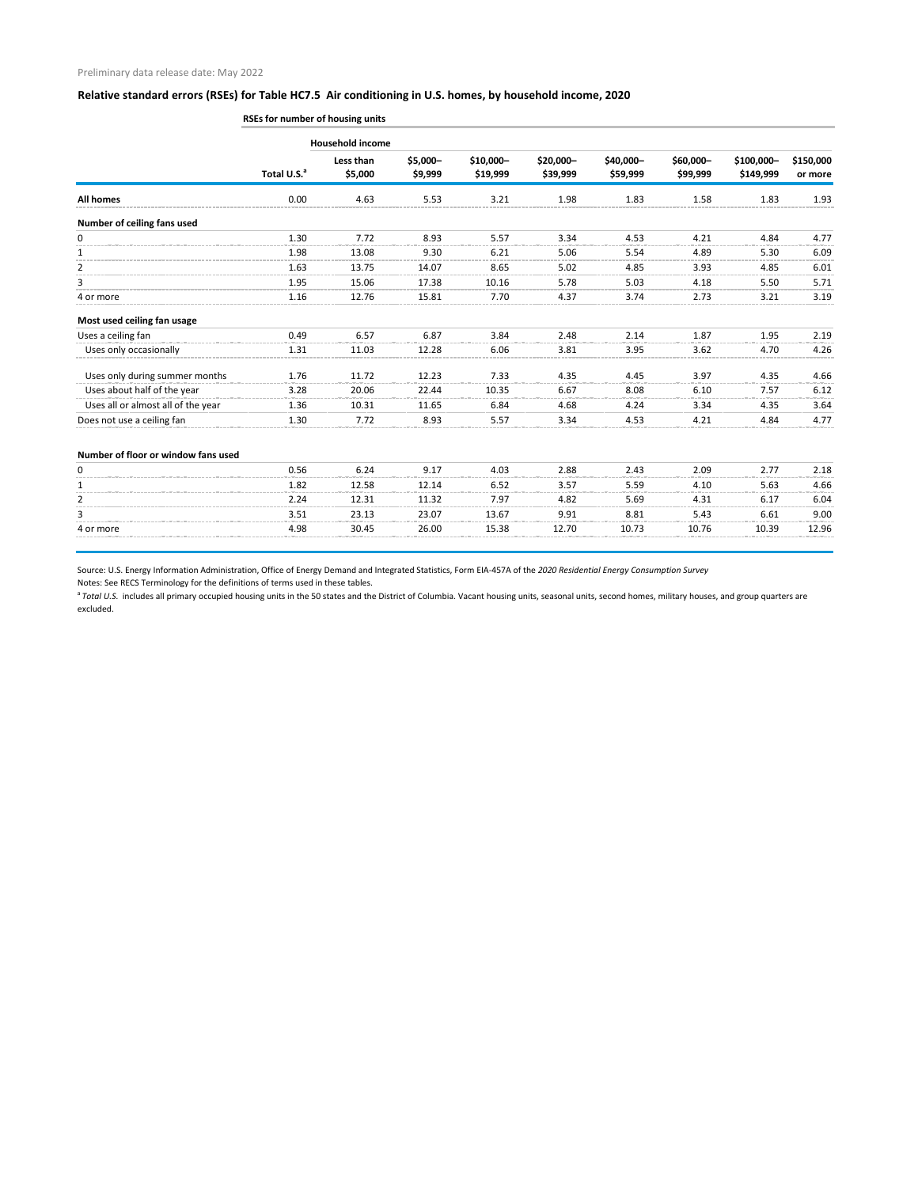Preliminary data release date: May 2022

## Relative standard errors (RSEs) for Table HC7.5 Air conditioning in U.S. homes, by household income, 2020

| | RSEs for number of housing units | | | | | | | | |
|---|---|---|---|---|---|---|---|---|---|
| | | Household income | | | | | | | |
| | Total U.S.[a] | Less than $5,000 | $5,000–$9,999 | $10,000–$19,999 | $20,000–$39,999 | $40,000–$59,999 | $60,000–$99,999 | $100,000–$149,999 | $150,000 or more |
| **All homes** | 0.00 | 4.63 | 5.53 | 3.21 | 1.98 | 1.83 | 1.58 | 1.83 | 1.93 |
| **Number of ceiling fans used** | | | | | | | | | |
| 0 | 1.30 | 7.72 | 8.93 | 5.57 | 3.34 | 4.53 | 4.21 | 4.84 | 4.77 |
| 1 | 1.98 | 13.08 | 9.30 | 6.21 | 5.06 | 5.54 | 4.89 | 5.30 | 6.09 |
| 2 | 1.63 | 13.75 | 14.07 | 8.65 | 5.02 | 4.85 | 3.93 | 4.85 | 6.01 |
| 3 | 1.95 | 15.06 | 17.38 | 10.16 | 5.78 | 5.03 | 4.18 | 5.50 | 5.71 |
| 4 or more | 1.16 | 12.76 | 15.81 | 7.70 | 4.37 | 3.74 | 2.73 | 3.21 | 3.19 |
| **Most used ceiling fan usage** | | | | | | | | | |
| Uses a ceiling fan | 0.49 | 6.57 | 6.87 | 3.84 | 2.48 | 2.14 | 1.87 | 1.95 | 2.19 |
| Uses only occasionally | 1.31 | 11.03 | 12.28 | 6.06 | 3.81 | 3.95 | 3.62 | 4.70 | 4.26 |
| Uses only during summer months | 1.76 | 11.72 | 12.23 | 7.33 | 4.35 | 4.45 | 3.97 | 4.35 | 4.66 |
| Uses about half of the year | 3.28 | 20.06 | 22.44 | 10.35 | 6.67 | 8.08 | 6.10 | 7.57 | 6.12 |
| Uses all or almost all of the year | 1.36 | 10.31 | 11.65 | 6.84 | 4.68 | 4.24 | 3.34 | 4.35 | 3.64 |
| Does not use a ceiling fan | 1.30 | 7.72 | 8.93 | 5.57 | 3.34 | 4.53 | 4.21 | 4.84 | 4.77 |
| **Number of floor or window fans used** | | | | | | | | | |
| 0 | 0.56 | 6.24 | 9.17 | 4.03 | 2.88 | 2.43 | 2.09 | 2.77 | 2.18 |
| 1 | 1.82 | 12.58 | 12.14 | 6.52 | 3.57 | 5.59 | 4.10 | 5.63 | 4.66 |
| 2 | 2.24 | 12.31 | 11.32 | 7.97 | 4.82 | 5.69 | 4.31 | 6.17 | 6.04 |
| 3 | 3.51 | 23.13 | 23.07 | 13.67 | 9.91 | 8.81 | 5.43 | 6.61 | 9.00 |
| 4 or more | 4.98 | 30.45 | 26.00 | 15.38 | 12.70 | 10.73 | 10.76 | 10.39 | 12.96 |

Source: U.S. Energy Information Administration, Office of Energy Demand and Integrated Statistics, Form EIA-457A of the *2020 Residential Energy Consumption Survey*

Notes: See RECS Terminology for the definitions of terms used in these tables.

[a] *Total U.S.* includes all primary occupied housing units in the 50 states and the District of Columbia. Vacant housing units, seasonal units, second homes, military houses, and group quarters are excluded.